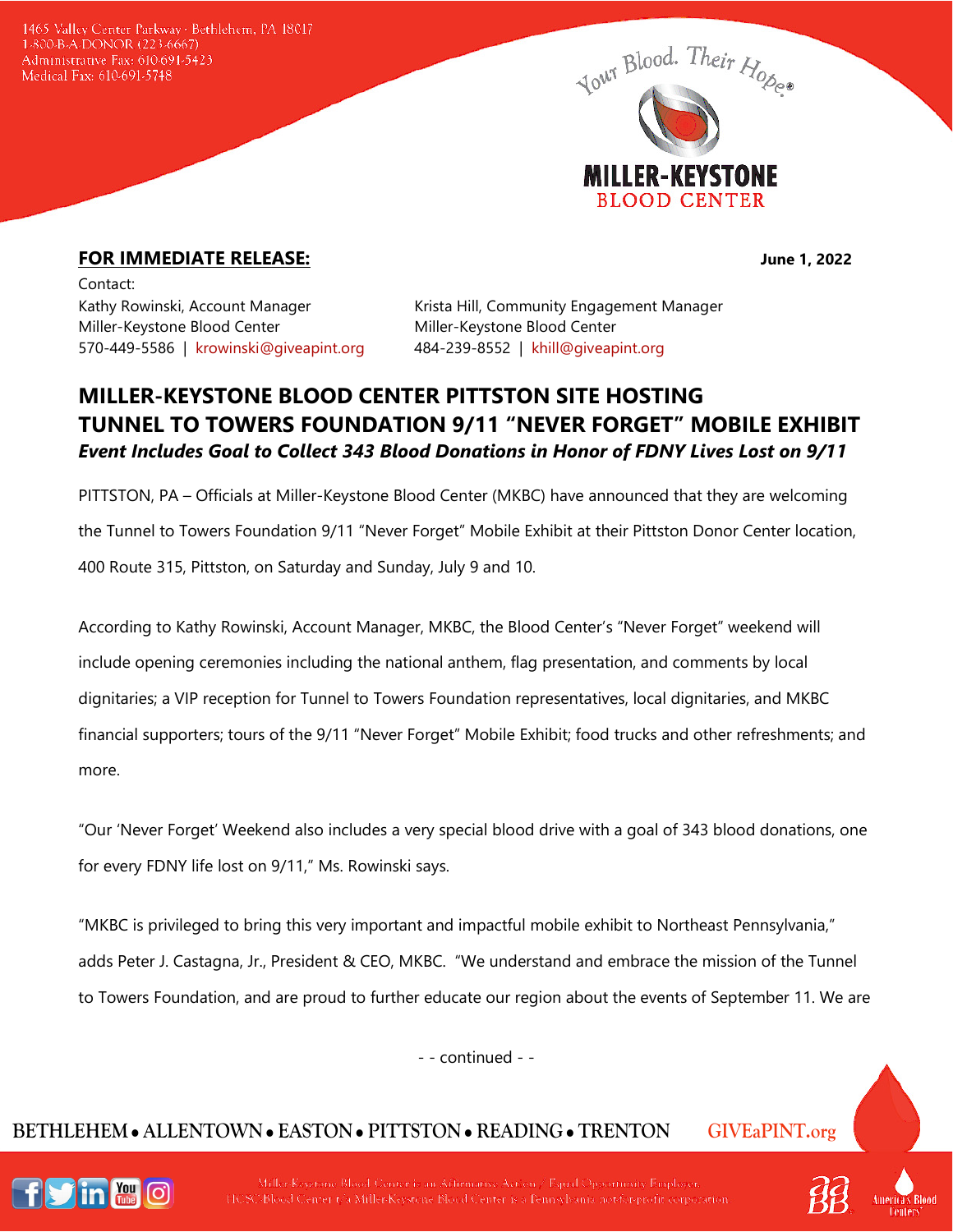1465 Valley Center Parkway · Bethlehem, PA 18017
1-800-B-A-DONOR (223-6667)
Administrative Fax: 610-691-5423
Medical Fax: 610-691-5748

Your Blood. Their Hope®

MILLER-KEYSTONE BLOOD CENTER

**FOR IMMEDIATE RELEASE:**

**June 1, 2022**

Contact:

Kathy Rowinski, Account Manager
Miller-Keystone Blood Center
570-449-5586 | krowinski@giveapint.org

Krista Hill, Community Engagement Manager
Miller-Keystone Blood Center
484-239-8552 | khill@giveapint.org

## MILLER-KEYSTONE BLOOD CENTER PITTSTON SITE HOSTING TUNNEL TO TOWERS FOUNDATION 9/11 "NEVER FORGET" MOBILE EXHIBIT

***Event Includes Goal to Collect 343 Blood Donations in Honor of FDNY Lives Lost on 9/11***

PITTSTON, PA – Officials at Miller-Keystone Blood Center (MKBC) have announced that they are welcoming the Tunnel to Towers Foundation 9/11 "Never Forget" Mobile Exhibit at their Pittston Donor Center location, 400 Route 315, Pittston, on Saturday and Sunday, July 9 and 10.

According to Kathy Rowinski, Account Manager, MKBC, the Blood Center's "Never Forget" weekend will include opening ceremonies including the national anthem, flag presentation, and comments by local dignitaries; a VIP reception for Tunnel to Towers Foundation representatives, local dignitaries, and MKBC financial supporters; tours of the 9/11 "Never Forget" Mobile Exhibit; food trucks and other refreshments; and more.

"Our 'Never Forget' Weekend also includes a very special blood drive with a goal of 343 blood donations, one for every FDNY life lost on 9/11," Ms. Rowinski says.

"MKBC is privileged to bring this very important and impactful mobile exhibit to Northeast Pennsylvania," adds Peter J. Castagna, Jr., President & CEO, MKBC. "We understand and embrace the mission of the Tunnel to Towers Foundation, and are proud to further educate our region about the events of September 11. We are

- - continued - -

BETHLEHEM • ALLENTOWN • EASTON • PITTSTON • READING • TRENTON GIVEaPINT.org

Miller-Keystone Blood Center is an Affirmative Action / Equal Opportunity Employer.
HCSC Blood Center t/a Miller-Keystone Blood Center is a Pennsylvania not-for-profit corporation.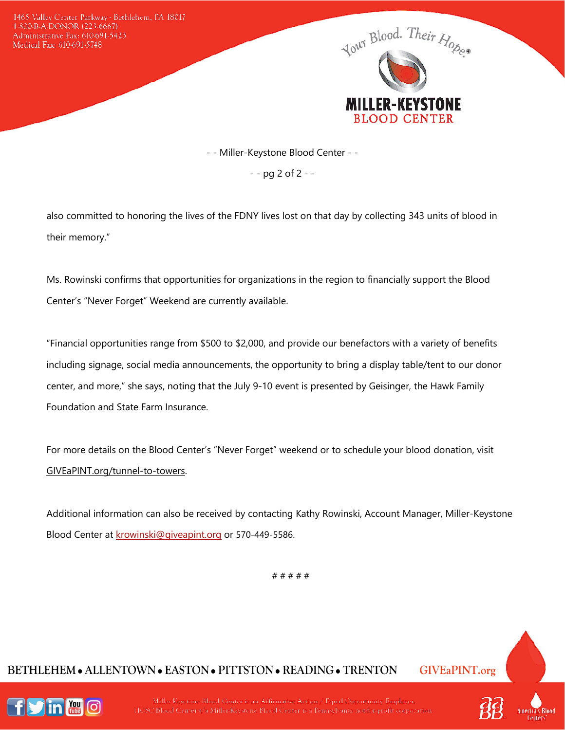also committed to honoring the lives of the FDNY lives lost on that day by collecting 343 units of blood in their memory."

Ms. Rowinski confirms that opportunities for organizations in the region to financially support the Blood Center's "Never Forget" Weekend are currently available.

"Financial opportunities range from $500 to $2,000, and provide our benefactors with a variety of benefits including signage, social media announcements, the opportunity to bring a display table/tent to our donor center, and more," she says, noting that the July 9-10 event is presented by Geisinger, the Hawk Family Foundation and State Farm Insurance.

For more details on the Blood Center's "Never Forget" weekend or to schedule your blood donation, visit GIVEaPINT.org/tunnel-to-towers.

Additional information can also be received by contacting Kathy Rowinski, Account Manager, Miller-Keystone Blood Center at krowinski@giveapint.org or 570-449-5586.

# # # # #